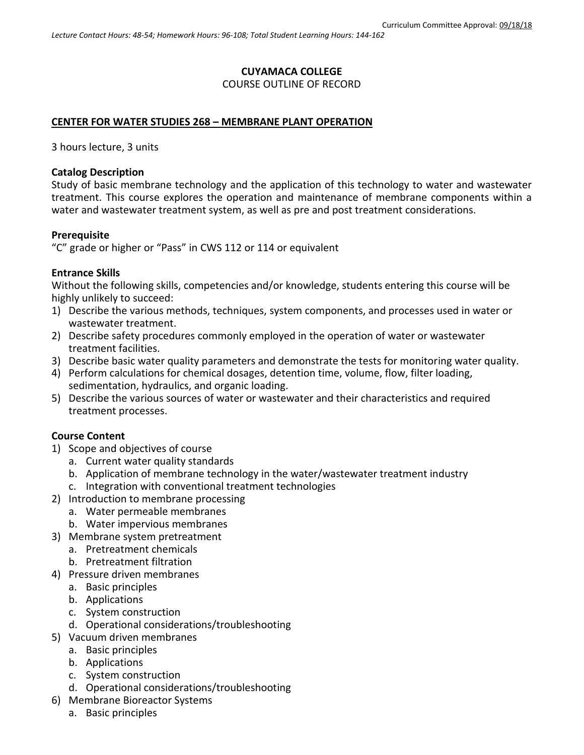Curriculum Committee Approval: 09/18/18

*Lecture Contact Hours: 48-54; Homework Hours: 96-108; Total Student Learning Hours: 144-162*

**CUYAMACA COLLEGE**

COURSE OUTLINE OF RECORD

## CENTER FOR WATER STUDIES 268 – MEMBRANE PLANT OPERATION

3 hours lecture, 3 units

**Catalog Description**

Study of basic membrane technology and the application of this technology to water and wastewater treatment. This course explores the operation and maintenance of membrane components within a water and wastewater treatment system, as well as pre and post treatment considerations.

**Prerequisite**

"C" grade or higher or "Pass" in CWS 112 or 114 or equivalent

**Entrance Skills**

Without the following skills, competencies and/or knowledge, students entering this course will be highly unlikely to succeed:

1) Describe the various methods, techniques, system components, and processes used in water or wastewater treatment.
2) Describe safety procedures commonly employed in the operation of water or wastewater treatment facilities.
3) Describe basic water quality parameters and demonstrate the tests for monitoring water quality.
4) Perform calculations for chemical dosages, detention time, volume, flow, filter loading, sedimentation, hydraulics, and organic loading.
5) Describe the various sources of water or wastewater and their characteristics and required treatment processes.

**Course Content**

1) Scope and objectives of course
    a. Current water quality standards
    b. Application of membrane technology in the water/wastewater treatment industry
    c. Integration with conventional treatment technologies
2) Introduction to membrane processing
    a. Water permeable membranes
    b. Water impervious membranes
3) Membrane system pretreatment
    a. Pretreatment chemicals
    b. Pretreatment filtration
4) Pressure driven membranes
    a. Basic principles
    b. Applications
    c. System construction
    d. Operational considerations/troubleshooting
5) Vacuum driven membranes
    a. Basic principles
    b. Applications
    c. System construction
    d. Operational considerations/troubleshooting
6) Membrane Bioreactor Systems
    a. Basic principles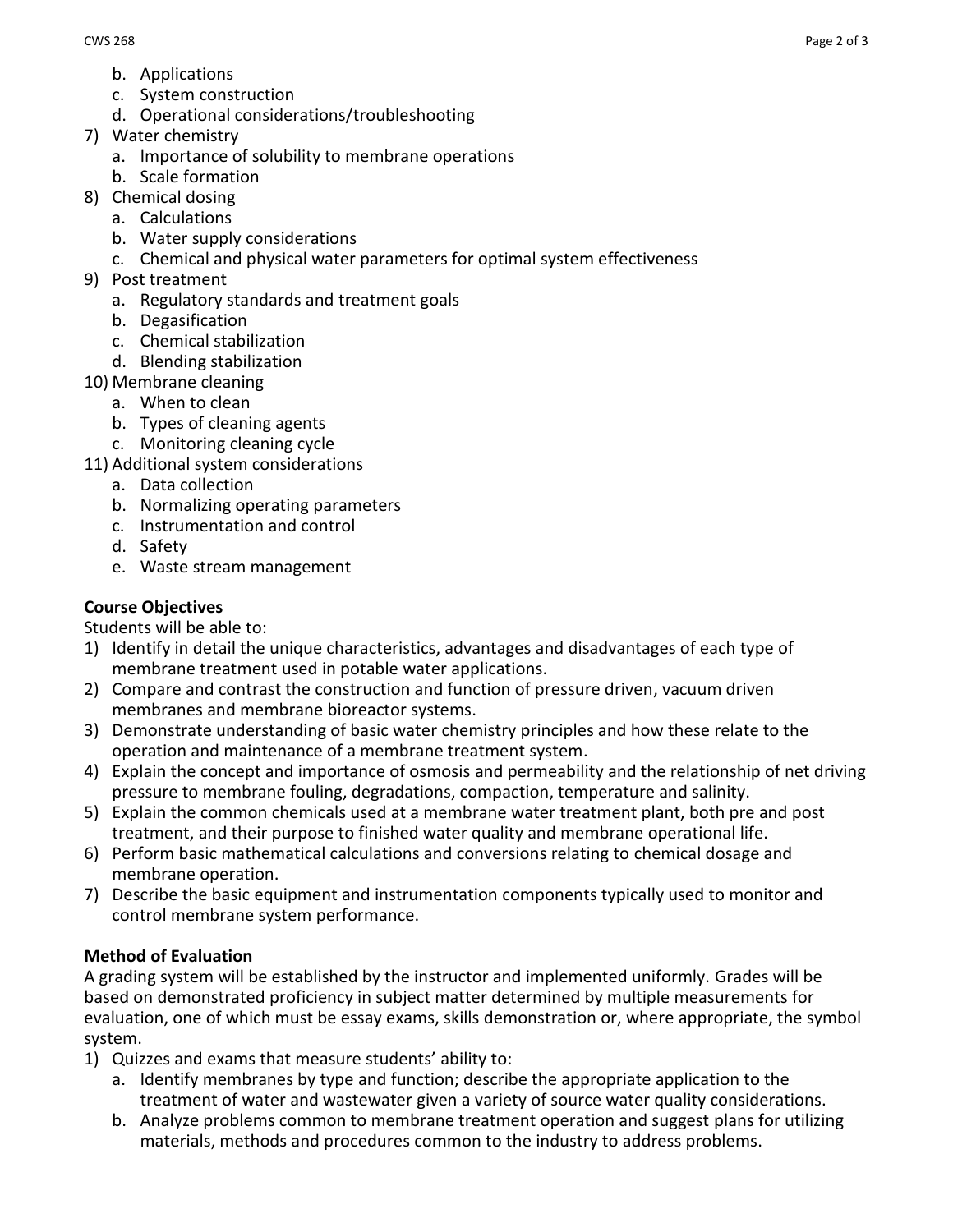b. Applications
c. System construction
d. Operational considerations/troubleshooting

7) Water chemistry
   a. Importance of solubility to membrane operations
   b. Scale formation
8) Chemical dosing
   a. Calculations
   b. Water supply considerations
   c. Chemical and physical water parameters for optimal system effectiveness
9) Post treatment
   a. Regulatory standards and treatment goals
   b. Degasification
   c. Chemical stabilization
   d. Blending stabilization
10) Membrane cleaning
    a. When to clean
    b. Types of cleaning agents
    c. Monitoring cleaning cycle
11) Additional system considerations
    a. Data collection
    b. Normalizing operating parameters
    c. Instrumentation and control
    d. Safety
    e. Waste stream management

**Course Objectives**

Students will be able to:

1) Identify in detail the unique characteristics, advantages and disadvantages of each type of membrane treatment used in potable water applications.
2) Compare and contrast the construction and function of pressure driven, vacuum driven membranes and membrane bioreactor systems.
3) Demonstrate understanding of basic water chemistry principles and how these relate to the operation and maintenance of a membrane treatment system.
4) Explain the concept and importance of osmosis and permeability and the relationship of net driving pressure to membrane fouling, degradations, compaction, temperature and salinity.
5) Explain the common chemicals used at a membrane water treatment plant, both pre and post treatment, and their purpose to finished water quality and membrane operational life.
6) Perform basic mathematical calculations and conversions relating to chemical dosage and membrane operation.
7) Describe the basic equipment and instrumentation components typically used to monitor and control membrane system performance.

**Method of Evaluation**

A grading system will be established by the instructor and implemented uniformly. Grades will be based on demonstrated proficiency in subject matter determined by multiple measurements for evaluation, one of which must be essay exams, skills demonstration or, where appropriate, the symbol system.

1) Quizzes and exams that measure students' ability to:
   a. Identify membranes by type and function; describe the appropriate application to the treatment of water and wastewater given a variety of source water quality considerations.
   b. Analyze problems common to membrane treatment operation and suggest plans for utilizing materials, methods and procedures common to the industry to address problems.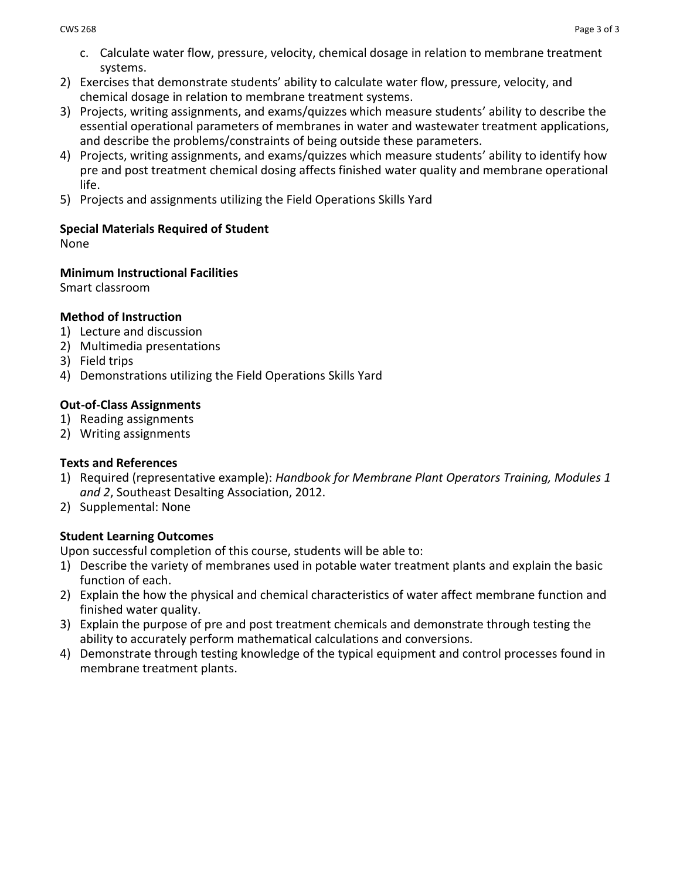c. Calculate water flow, pressure, velocity, chemical dosage in relation to membrane treatment systems.
2) Exercises that demonstrate students' ability to calculate water flow, pressure, velocity, and chemical dosage in relation to membrane treatment systems.
3) Projects, writing assignments, and exams/quizzes which measure students' ability to describe the essential operational parameters of membranes in water and wastewater treatment applications, and describe the problems/constraints of being outside these parameters.
4) Projects, writing assignments, and exams/quizzes which measure students' ability to identify how pre and post treatment chemical dosing affects finished water quality and membrane operational life.
5) Projects and assignments utilizing the Field Operations Skills Yard

**Special Materials Required of Student**
None

**Minimum Instructional Facilities**
Smart classroom

**Method of Instruction**
1) Lecture and discussion
2) Multimedia presentations
3) Field trips
4) Demonstrations utilizing the Field Operations Skills Yard

**Out-of-Class Assignments**
1) Reading assignments
2) Writing assignments

**Texts and References**
1) Required (representative example): *Handbook for Membrane Plant Operators Training, Modules 1 and 2*, Southeast Desalting Association, 2012.
2) Supplemental: None

**Student Learning Outcomes**
Upon successful completion of this course, students will be able to:
1) Describe the variety of membranes used in potable water treatment plants and explain the basic function of each.
2) Explain the how the physical and chemical characteristics of water affect membrane function and finished water quality.
3) Explain the purpose of pre and post treatment chemicals and demonstrate through testing the ability to accurately perform mathematical calculations and conversions.
4) Demonstrate through testing knowledge of the typical equipment and control processes found in membrane treatment plants.